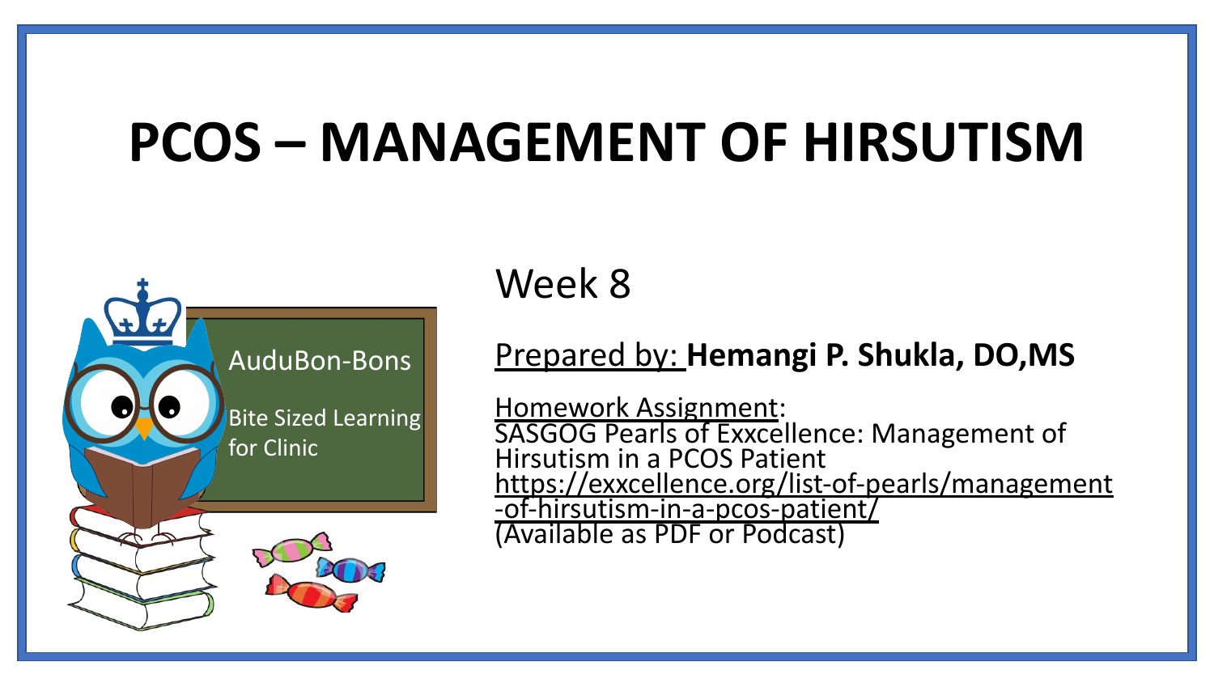# PCOS – MANAGEMENT OF HIRSUTISM

AuduBon-Bons

Bite Sized Learning for Clinic

Week 8

Prepared by: **Hemangi P. Shukla, DO,MS**

Homework Assignment:
SASGOG Pearls of Exxcellence: Management of Hirsutism in a PCOS Patient
https://exxcellence.org/list-of-pearls/management-of-hirsutism-in-a-pcos-patient/
(Available as PDF or Podcast)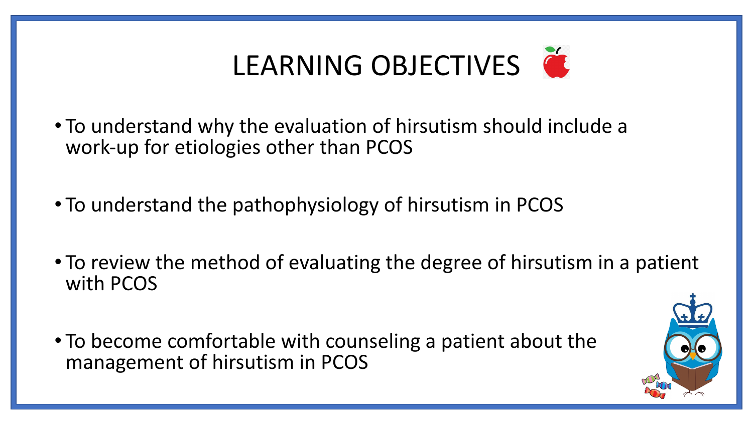# LEARNING OBJECTIVES

- To understand why the evaluation of hirsutism should include a work-up for etiologies other than PCOS
- To understand the pathophysiology of hirsutism in PCOS
- To review the method of evaluating the degree of hirsutism in a patient with PCOS
- To become comfortable with counseling a patient about the management of hirsutism in PCOS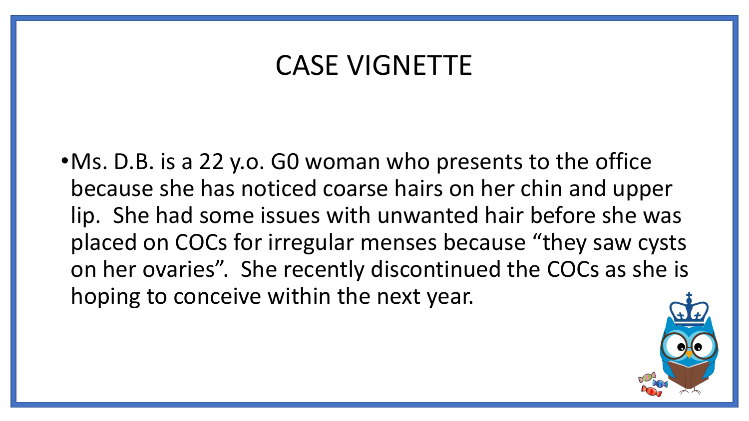# CASE VIGNETTE

- Ms. D.B. is a 22 y.o. G0 woman who presents to the office because she has noticed coarse hairs on her chin and upper lip. She had some issues with unwanted hair before she was placed on COCs for irregular menses because "they saw cysts on her ovaries". She recently discontinued the COCs as she is hoping to conceive within the next year.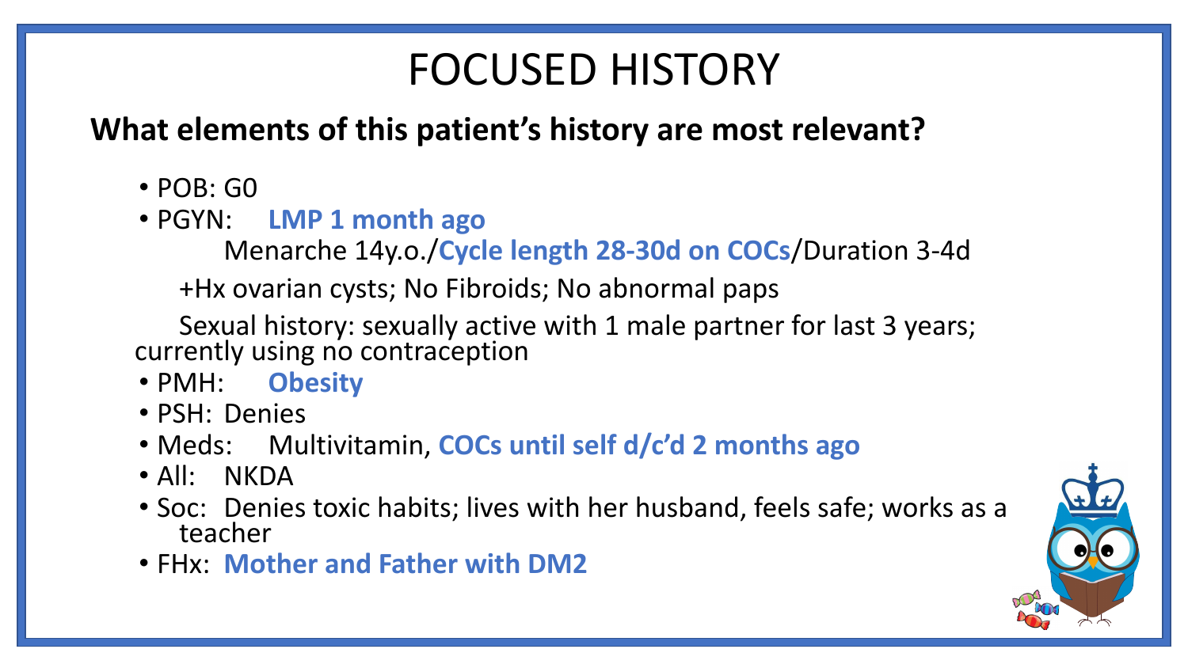# FOCUSED HISTORY

**What elements of this patient's history are most relevant?**

- POB: G0
- PGYN: **LMP 1 month ago**

  Menarche 14y.o./**Cycle length 28-30d on COCs**/Duration 3-4d

  +Hx ovarian cysts; No Fibroids; No abnormal paps

  Sexual history: sexually active with 1 male partner for last 3 years; currently using no contraception
- PMH: **Obesity**
- PSH: Denies
- Meds: Multivitamin, **COCs until self d/c'd 2 months ago**
- All: NKDA
- Soc: Denies toxic habits; lives with her husband, feels safe; works as a teacher
- FHx: **Mother and Father with DM2**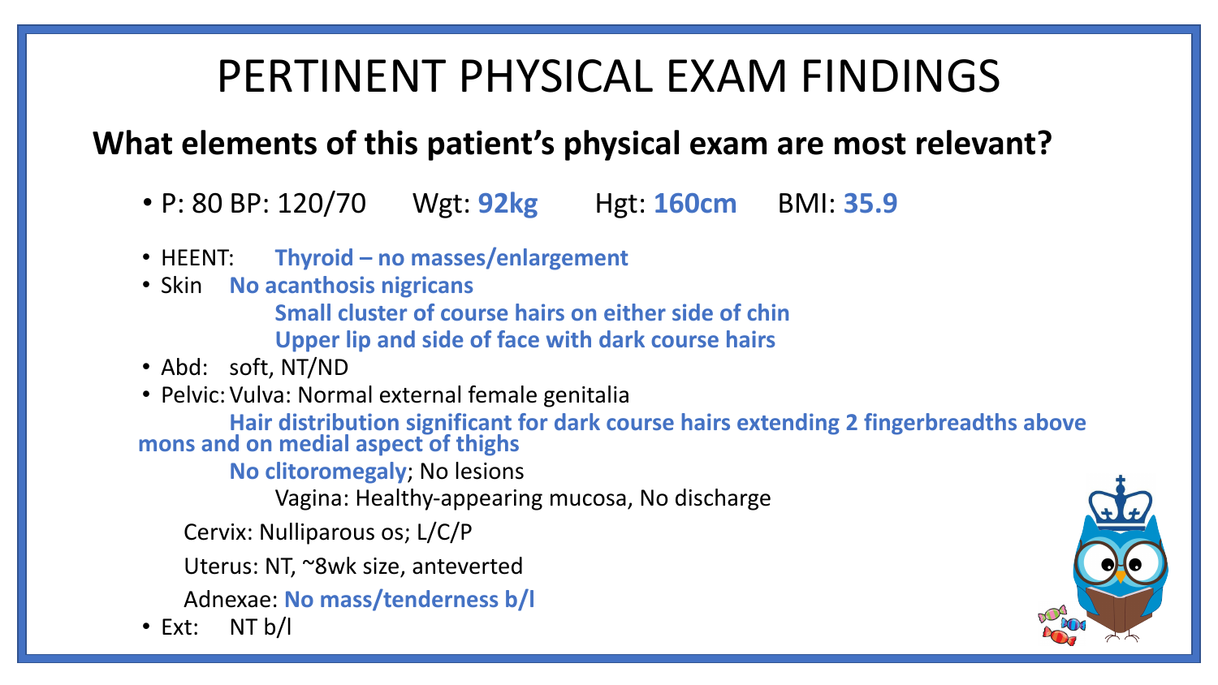# PERTINENT PHYSICAL EXAM FINDINGS

## What elements of this patient's physical exam are most relevant?

- P: 80 BP: 120/70 Wgt: **92kg** Hgt: **160cm** BMI: **35.9**

- HEENT: **Thyroid – no masses/enlargement**
- Skin **No acanthosis nigricans**
  - **Small cluster of course hairs on either side of chin**
  - **Upper lip and side of face with dark course hairs**
- Abd: soft, NT/ND
- Pelvic: Vulva: Normal external female genitalia
  - **Hair distribution significant for dark course hairs extending 2 fingerbreadths above mons and on medial aspect of thighs**
  - **No clitoromegaly**; No lesions
  - Vagina: Healthy-appearing mucosa, No discharge
  - Cervix: Nulliparous os; L/C/P
  - Uterus: NT, ~8wk size, anteverted
  - Adnexae: **No mass/tenderness b/l**
- Ext: NT b/l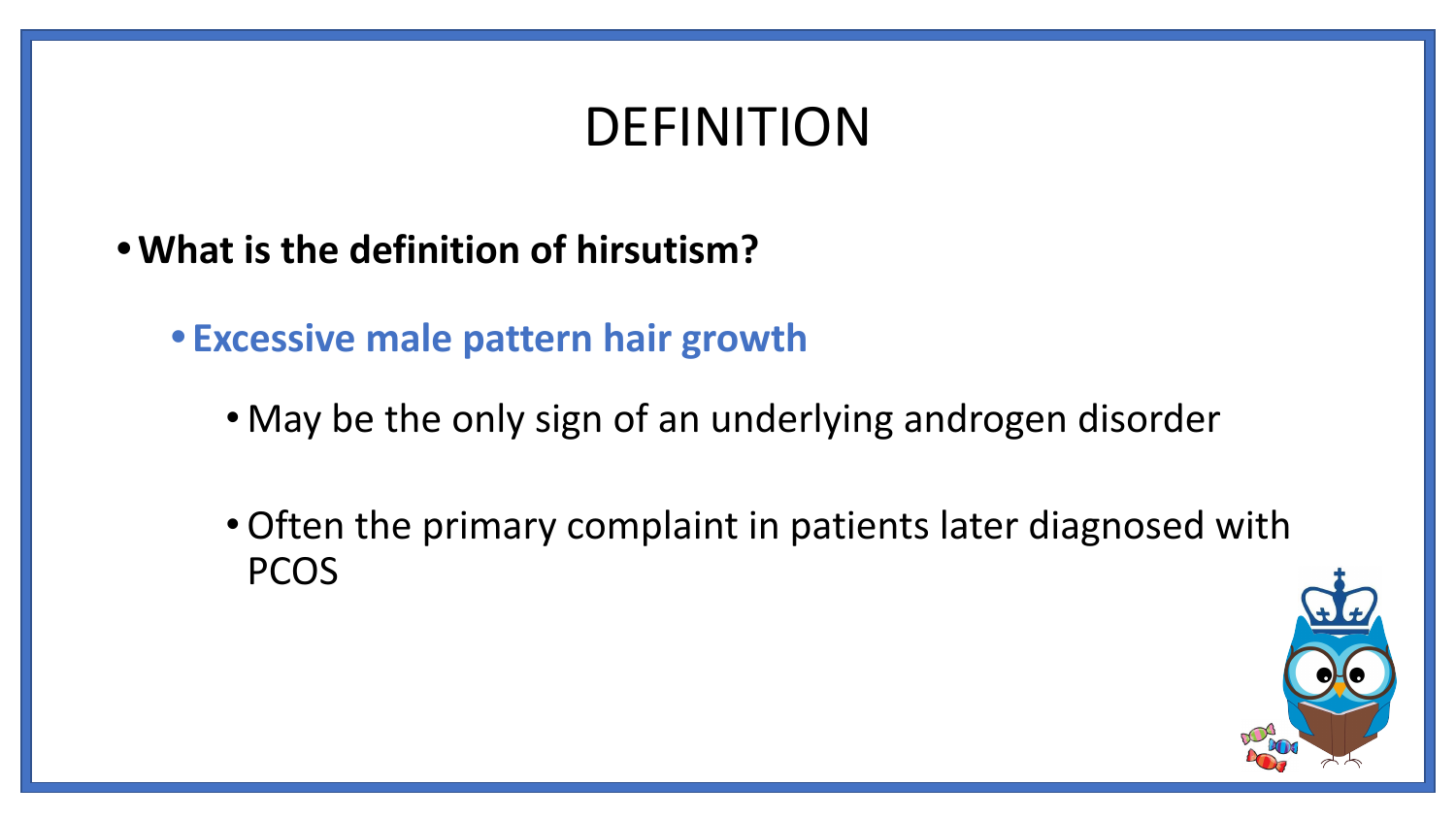# DEFINITION

- **What is the definition of hirsutism?**
  - **Excessive male pattern hair growth**
    - May be the only sign of an underlying androgen disorder
    - Often the primary complaint in patients later diagnosed with PCOS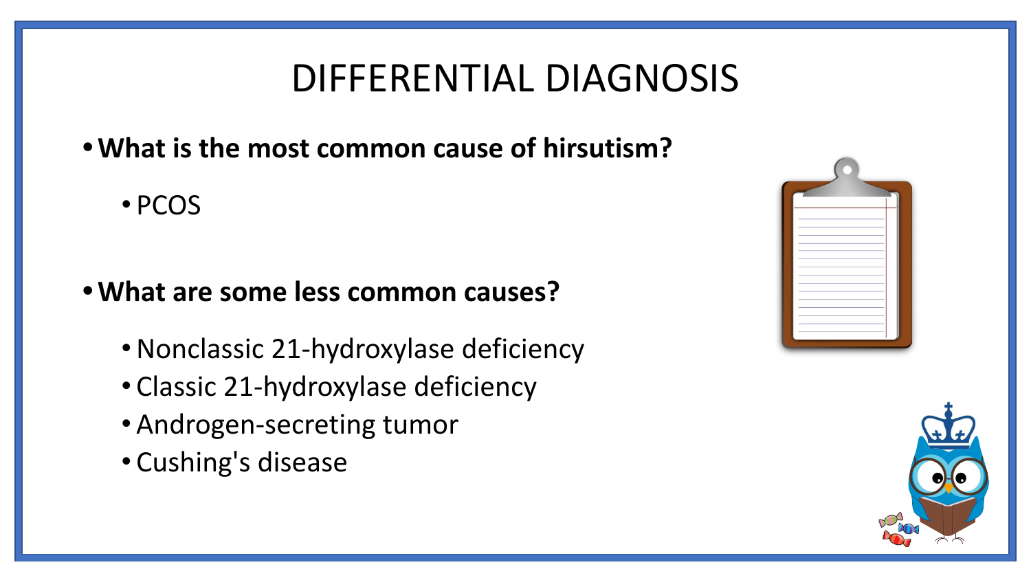# DIFFERENTIAL DIAGNOSIS

- **What is the most common cause of hirsutism?**
  - PCOS

- **What are some less common causes?**
  - Nonclassic 21-hydroxylase deficiency
  - Classic 21-hydroxylase deficiency
  - Androgen-secreting tumor
  - Cushing's disease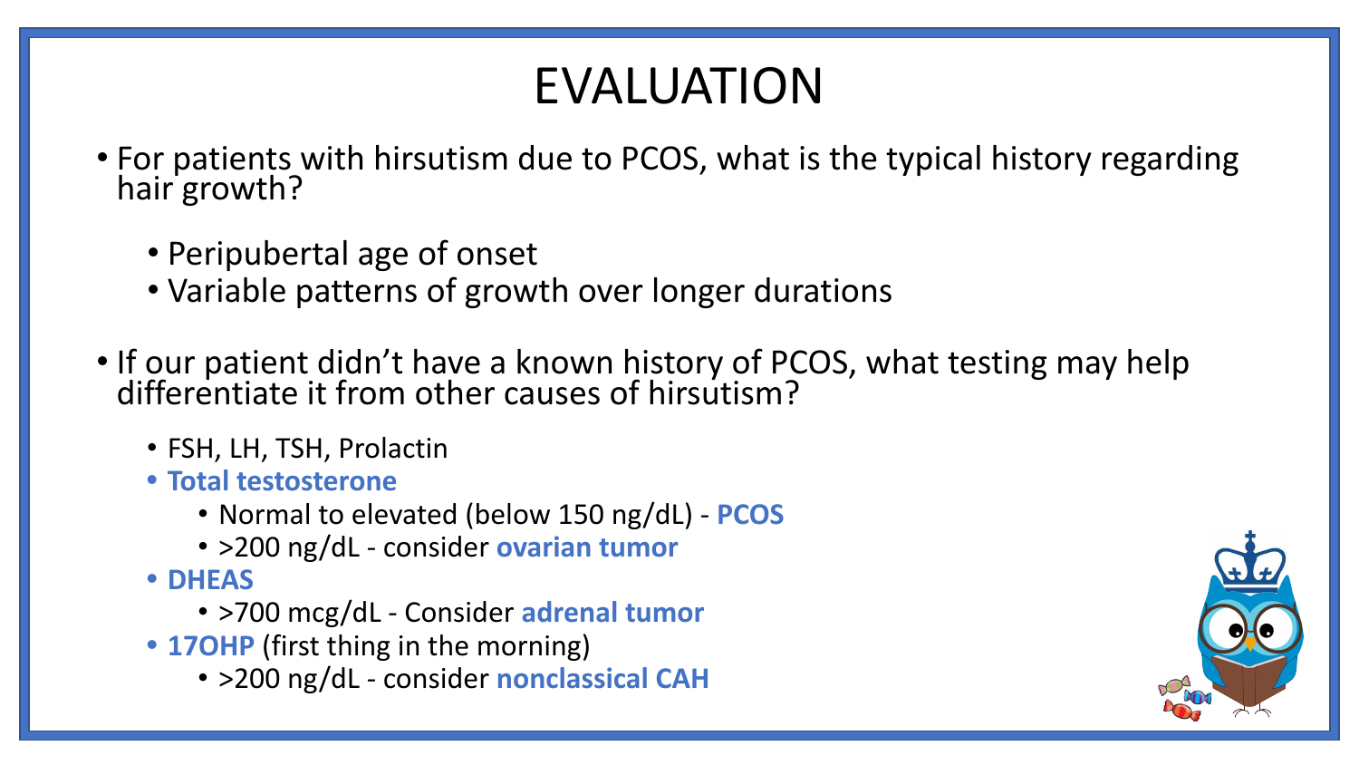# EVALUATION

- For patients with hirsutism due to PCOS, what is the typical history regarding hair growth?
  - Peripubertal age of onset
  - Variable patterns of growth over longer durations
- If our patient didn't have a known history of PCOS, what testing may help differentiate it from other causes of hirsutism?
  - FSH, LH, TSH, Prolactin
  - **Total testosterone**
    - Normal to elevated (below 150 ng/dL) - **PCOS**
    - >200 ng/dL - consider **ovarian tumor**
  - **DHEAS**
    - >700 mcg/dL - Consider **adrenal tumor**
  - **17OHP** (first thing in the morning)
    - >200 ng/dL - consider **nonclassical CAH**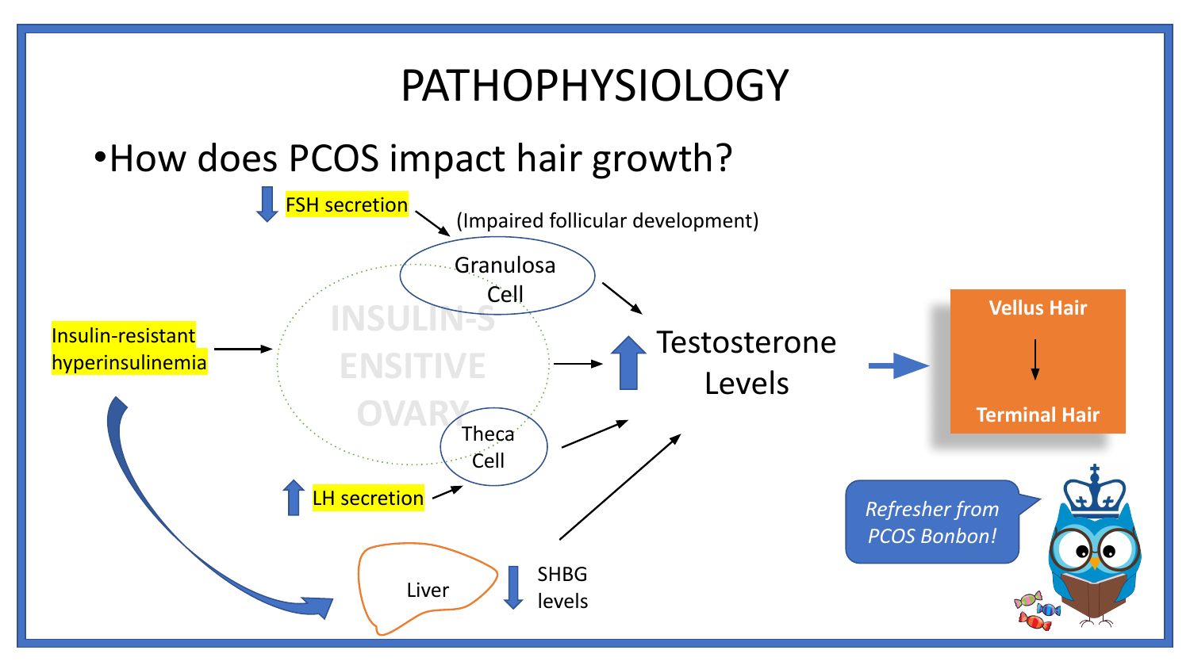# PATHOPHYSIOLOGY

- How does PCOS impact hair growth?

↓ FSH secretion → (Impaired follicular development) → Granulosa Cell

Insulin-resistant hyperinsulinemia → INSULIN-SENSITIVE OVARY

↑ LH secretion → Theca Cell

Insulin-resistant hyperinsulinemia → Liver → ↓ SHBG levels

Granulosa Cell, Insulin-sensitive ovary, Theca Cell, ↓ SHBG levels → ↑ Testosterone Levels → Vellus Hair → Terminal Hair

*Refresher from PCOS Bonbon!*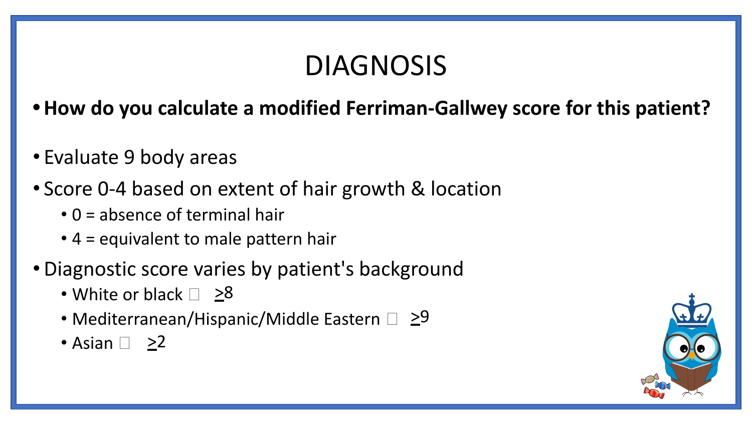# DIAGNOSIS

- **How do you calculate a modified Ferriman-Gallwey score for this patient?**

- Evaluate 9 body areas
- Score 0-4 based on extent of hair growth & location
  - 0 = absence of terminal hair
  - 4 = equivalent to male pattern hair
- Diagnostic score varies by patient's background
  - White or black → $\geq$8
  - Mediterranean/Hispanic/Middle Eastern → $\geq$9
  - Asian → $\geq$2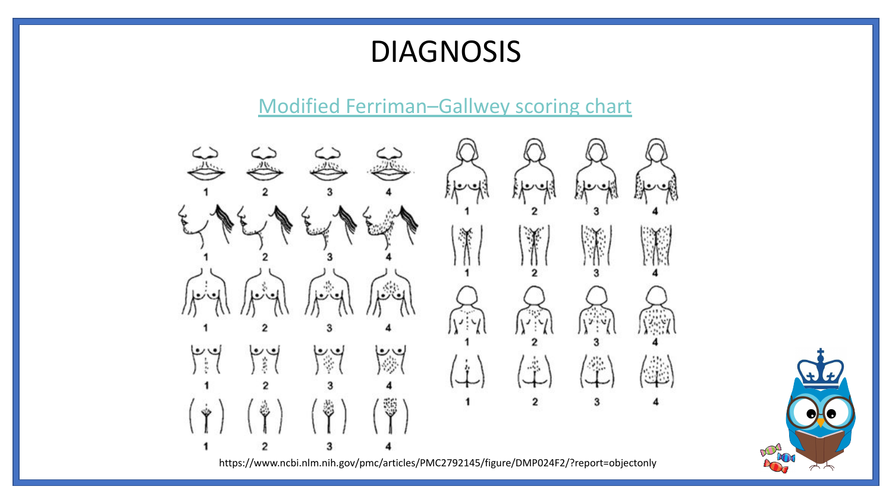# DIAGNOSIS

Modified Ferriman–Gallwey scoring chart

https://www.ncbi.nlm.nih.gov/pmc/articles/PMC2792145/figure/DMP024F2/?report=objectonly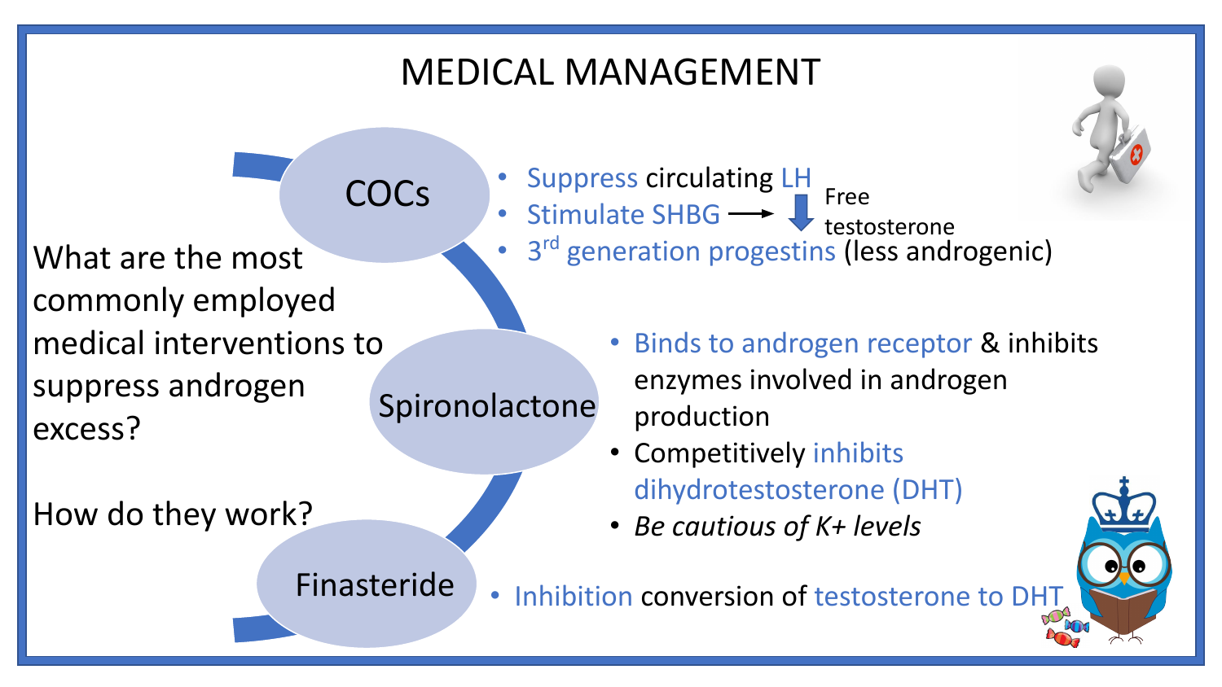# MEDICAL MANAGEMENT

What are the most commonly employed medical interventions to suppress androgen excess?

How do they work?

## COCs

- Suppress circulating LH
- Stimulate SHBG → ↓ Free testosterone
- 3rd generation progestins (less androgenic)

## Spironolactone

- Binds to androgen receptor & inhibits enzymes involved in androgen production
- Competitively inhibits dihydrotestosterone (DHT)
- *Be cautious of K+ levels*

## Finasteride

- Inhibition conversion of testosterone to DHT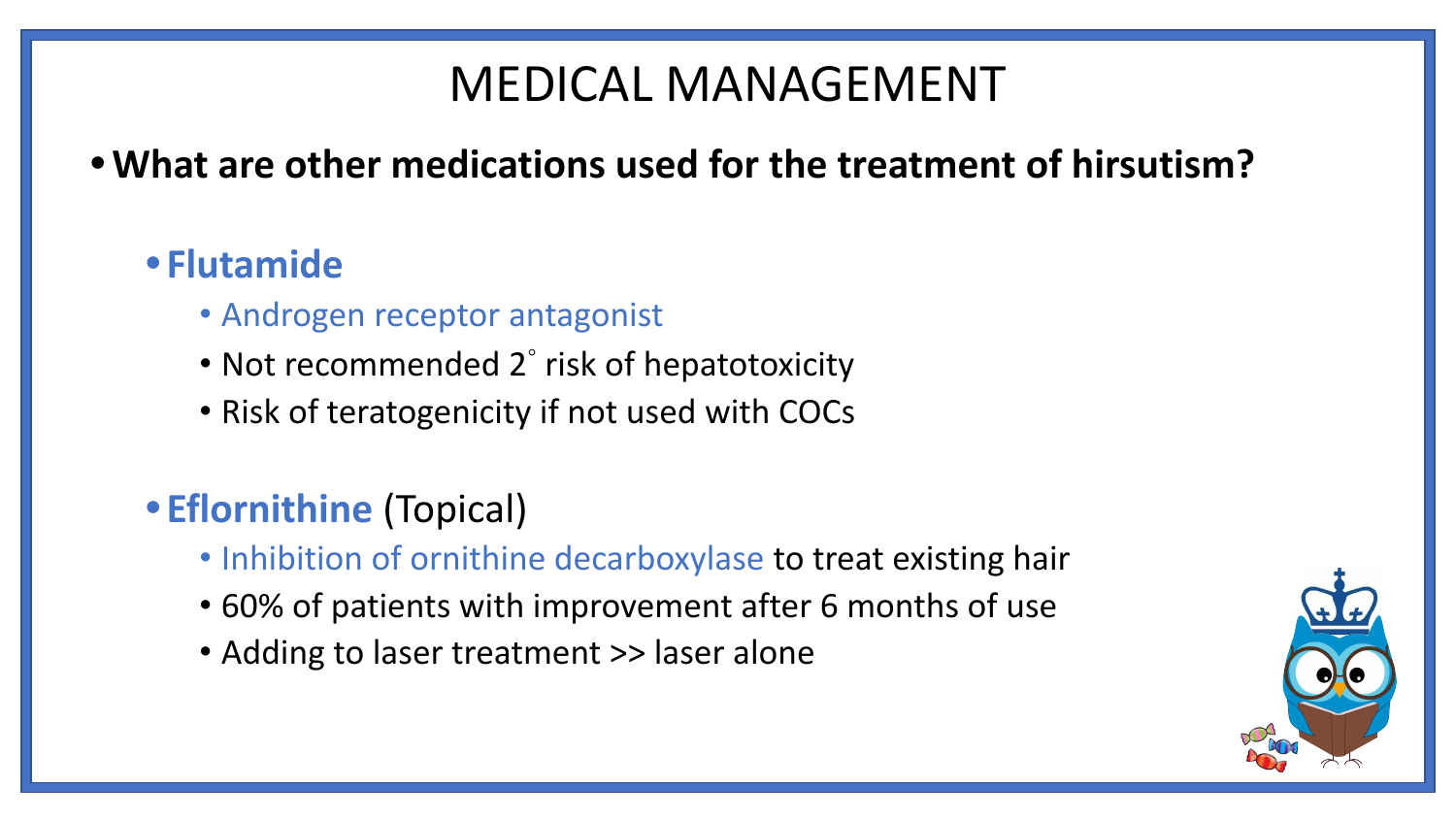# MEDICAL MANAGEMENT

- **What are other medications used for the treatment of hirsutism?**
  - **Flutamide**
    - Androgen receptor antagonist
    - Not recommended 2° risk of hepatotoxicity
    - Risk of teratogenicity if not used with COCs
  - **Eflornithine** (Topical)
    - Inhibition of ornithine decarboxylase to treat existing hair
    - 60% of patients with improvement after 6 months of use
    - Adding to laser treatment >> laser alone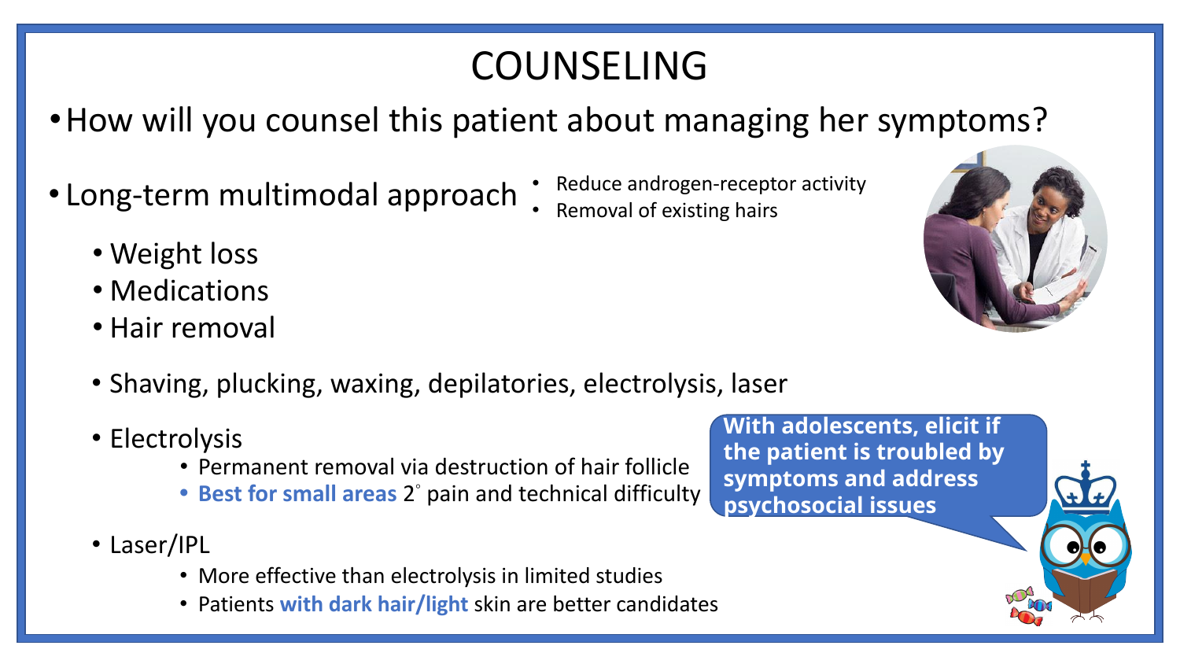# COUNSELING

- How will you counsel this patient about managing her symptoms?

- Long-term multimodal approach
  - Reduce androgen-receptor activity
  - Removal of existing hairs
  - Weight loss
  - Medications
  - Hair removal
  - Shaving, plucking, waxing, depilatories, electrolysis, laser
  - Electrolysis
    - Permanent removal via destruction of hair follicle
    - **Best for small areas** 2° pain and technical difficulty
  - Laser/IPL
    - More effective than electrolysis in limited studies
    - Patients **with dark hair/light** skin are better candidates

**With adolescents, elicit if the patient is troubled by symptoms and address psychosocial issues**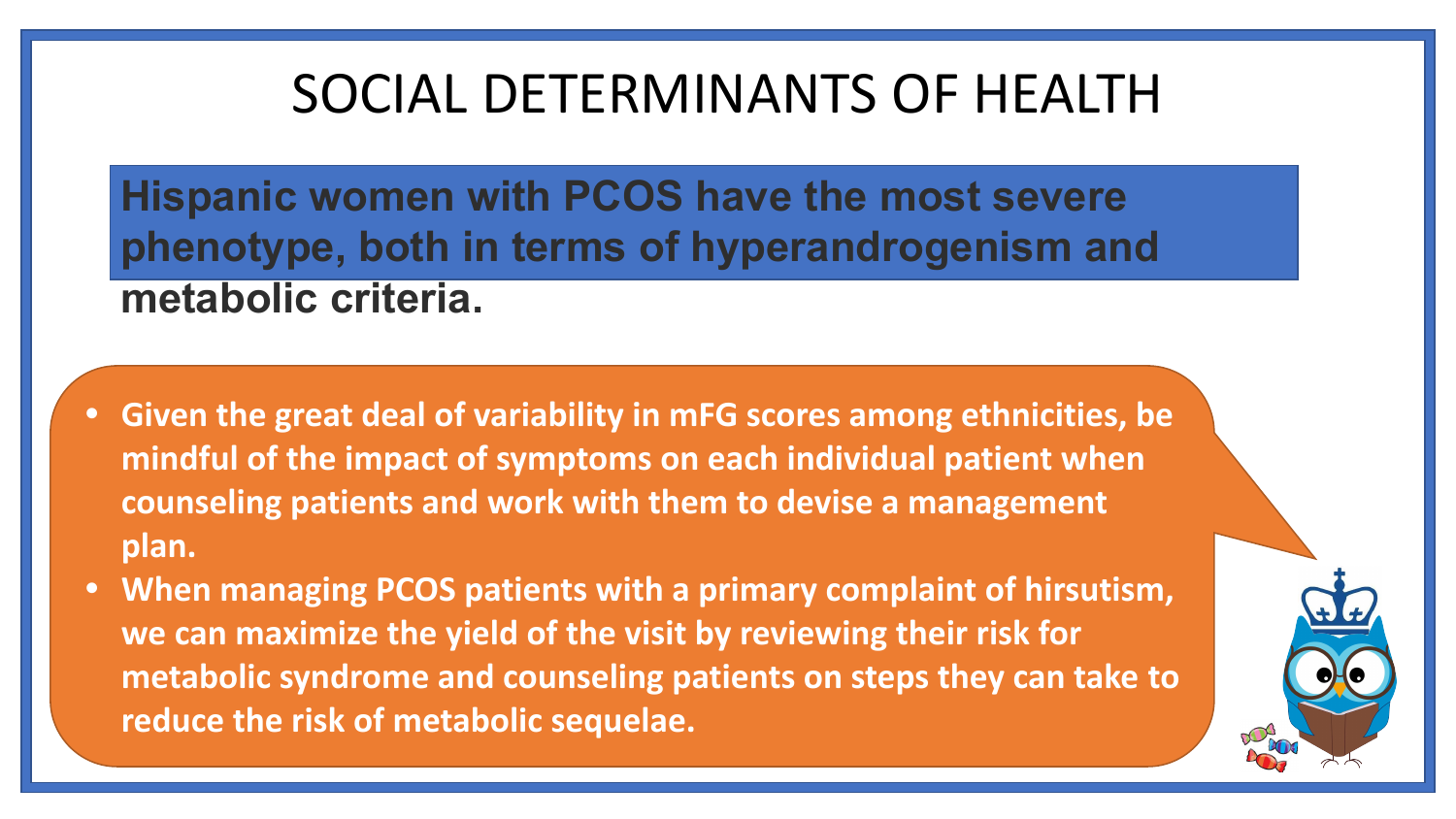# SOCIAL DETERMINANTS OF HEALTH

**Hispanic women with PCOS have the most severe phenotype, both in terms of hyperandrogenism and metabolic criteria.**

- **Given the great deal of variability in mFG scores among ethnicities, be mindful of the impact of symptoms on each individual patient when counseling patients and work with them to devise a management plan.**
- **When managing PCOS patients with a primary complaint of hirsutism, we can maximize the yield of the visit by reviewing their risk for metabolic syndrome and counseling patients on steps they can take to reduce the risk of metabolic sequelae.**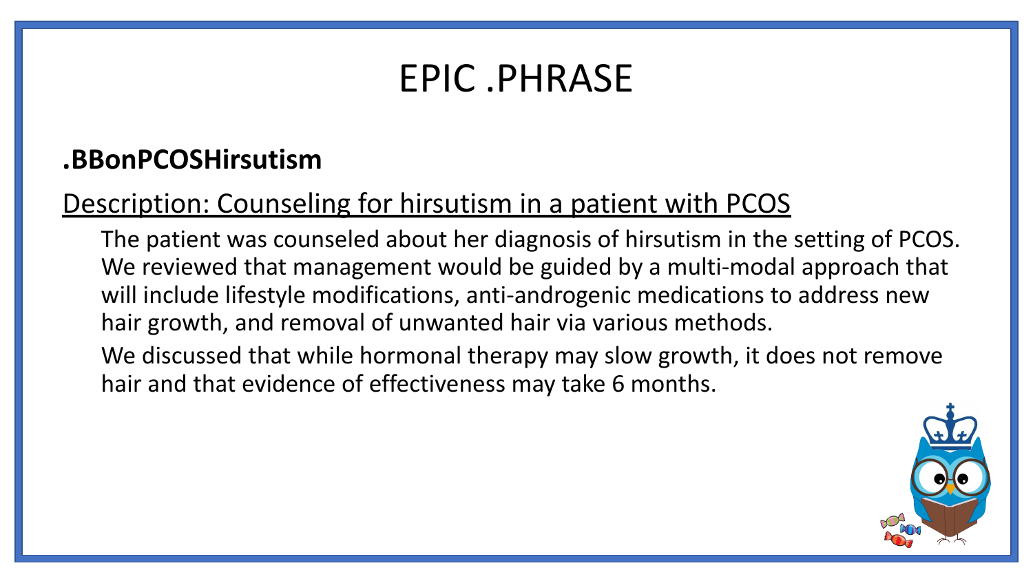# EPIC .PHRASE

**.BBonPCOSHirsutism**

Description: Counseling for hirsutism in a patient with PCOS

The patient was counseled about her diagnosis of hirsutism in the setting of PCOS. We reviewed that management would be guided by a multi-modal approach that will include lifestyle modifications, anti-androgenic medications to address new hair growth, and removal of unwanted hair via various methods.

We discussed that while hormonal therapy may slow growth, it does not remove hair and that evidence of effectiveness may take 6 months.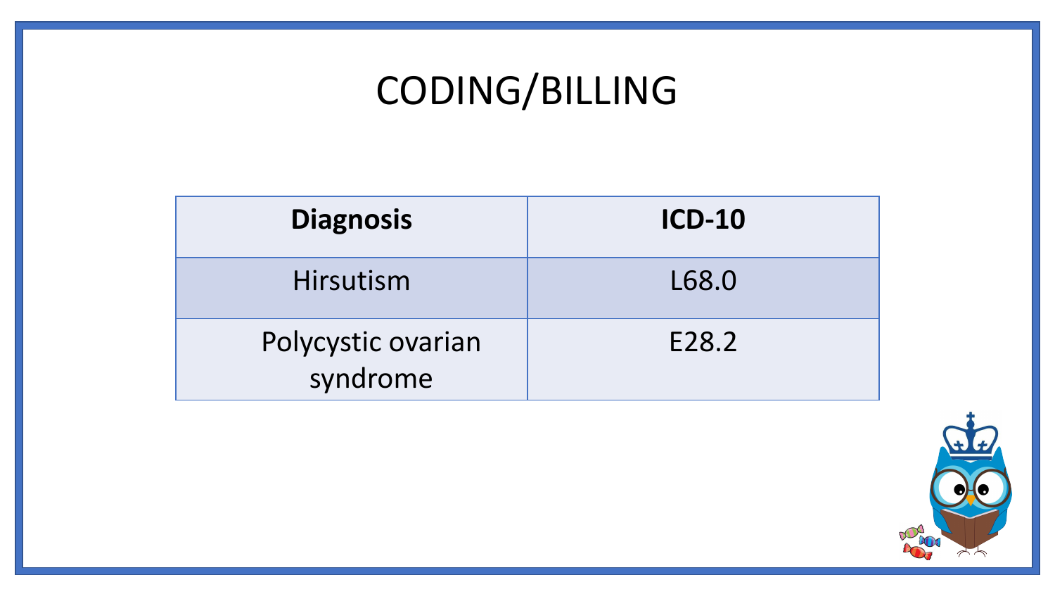# CODING/BILLING

| Diagnosis | ICD-10 |
|---|---|
| Hirsutism | L68.0 |
| Polycystic ovarian syndrome | E28.2 |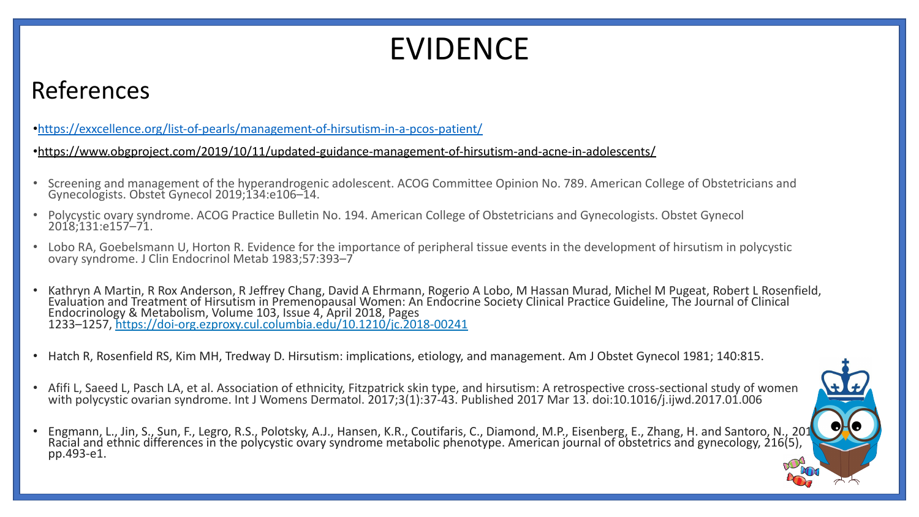# EVIDENCE

## References

- https://exxcellence.org/list-of-pearls/management-of-hirsutism-in-a-pcos-patient/
- https://www.obgproject.com/2019/10/11/updated-guidance-management-of-hirsutism-and-acne-in-adolescents/

- Screening and management of the hyperandrogenic adolescent. ACOG Committee Opinion No. 789. American College of Obstetricians and Gynecologists. Obstet Gynecol 2019;134:e106–14.
- Polycystic ovary syndrome. ACOG Practice Bulletin No. 194. American College of Obstetricians and Gynecologists. Obstet Gynecol 2018;131:e157–71.
- Lobo RA, Goebelsmann U, Horton R. Evidence for the importance of peripheral tissue events in the development of hirsutism in polycystic ovary syndrome. J Clin Endocrinol Metab 1983;57:393–7
- Kathryn A Martin, R Rox Anderson, R Jeffrey Chang, David A Ehrmann, Rogerio A Lobo, M Hassan Murad, Michel M Pugeat, Robert L Rosenfield, Evaluation and Treatment of Hirsutism in Premenopausal Women: An Endocrine Society Clinical Practice Guideline, The Journal of Clinical Endocrinology & Metabolism, Volume 103, Issue 4, April 2018, Pages 1233–1257, https://doi-org.ezproxy.cul.columbia.edu/10.1210/jc.2018-00241
- Hatch R, Rosenfield RS, Kim MH, Tredway D. Hirsutism: implications, etiology, and management. Am J Obstet Gynecol 1981; 140:815.
- Afifi L, Saeed L, Pasch LA, et al. Association of ethnicity, Fitzpatrick skin type, and hirsutism: A retrospective cross-sectional study of women with polycystic ovarian syndrome. Int J Womens Dermatol. 2017;3(1):37-43. Published 2017 Mar 13. doi:10.1016/j.ijwd.2017.01.006
- Engmann, L., Jin, S., Sun, F., Legro, R.S., Polotsky, A.J., Hansen, K.R., Coutifaris, C., Diamond, M.P., Eisenberg, E., Zhang, H. and Santoro, N., 201 Racial and ethnic differences in the polycystic ovary syndrome metabolic phenotype. American journal of obstetrics and gynecology, 216(5), pp.493-e1.